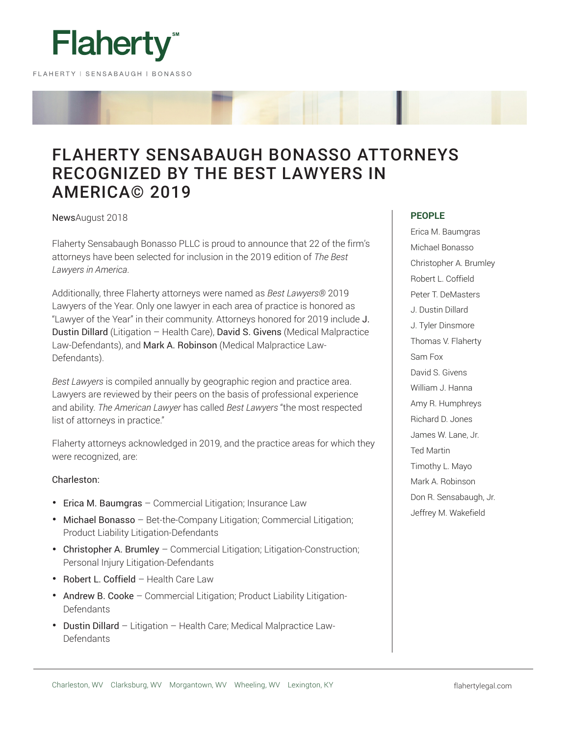# FLAHERTY SENSABAUGH BONASSO ATTORNEYS RECOGNIZED BY THE BEST LAWYERS IN AMERICA© 2019

NewsAugust 2018

Flaherty Sensabaugh Bonasso PLLC is proud to announce that 22 of the firm's attorneys have been selected for inclusion in the 2019 edition of *The Best Lawyers in America*.

Additionally, three Flaherty attorneys were named as *Best Lawyers®* 2019 Lawyers of the Year. Only one lawyer in each area of practice is honored as "Lawyer of the Year" in their community. Attorneys honored for 2019 include J. Dustin Dillard (Litigation – Health Care), David S. Givens (Medical Malpractice Law-Defendants), and Mark A. Robinson (Medical Malpractice Law-Defendants).

*Best Lawyers* is compiled annually by geographic region and practice area. Lawyers are reviewed by their peers on the basis of professional experience and ability. *The American Lawyer* has called *Best Lawyers* "the most respected list of attorneys in practice."

Flaherty attorneys acknowledged in 2019, and the practice areas for which they were recognized, are:

Charleston:

- Erica M. Baumgras – Commercial Litigation; Insurance Law
- Michael Bonasso – Bet-the-Company Litigation; Commercial Litigation; Product Liability Litigation-Defendants
- Christopher A. Brumley – Commercial Litigation; Litigation-Construction; Personal Injury Litigation-Defendants
- Robert L. Coffield – Health Care Law
- Andrew B. Cooke – Commercial Litigation; Product Liability Litigation-Defendants
- Dustin Dillard – Litigation – Health Care; Medical Malpractice Law-Defendants

## PEOPLE

Erica M. Baumgras
Michael Bonasso
Christopher A. Brumley
Robert L. Coffield
Peter T. DeMasters
J. Dustin Dillard
J. Tyler Dinsmore
Thomas V. Flaherty
Sam Fox
David S. Givens
William J. Hanna
Amy R. Humphreys
Richard D. Jones
James W. Lane, Jr.
Ted Martin
Timothy L. Mayo
Mark A. Robinson
Don R. Sensabaugh, Jr.
Jeffrey M. Wakefield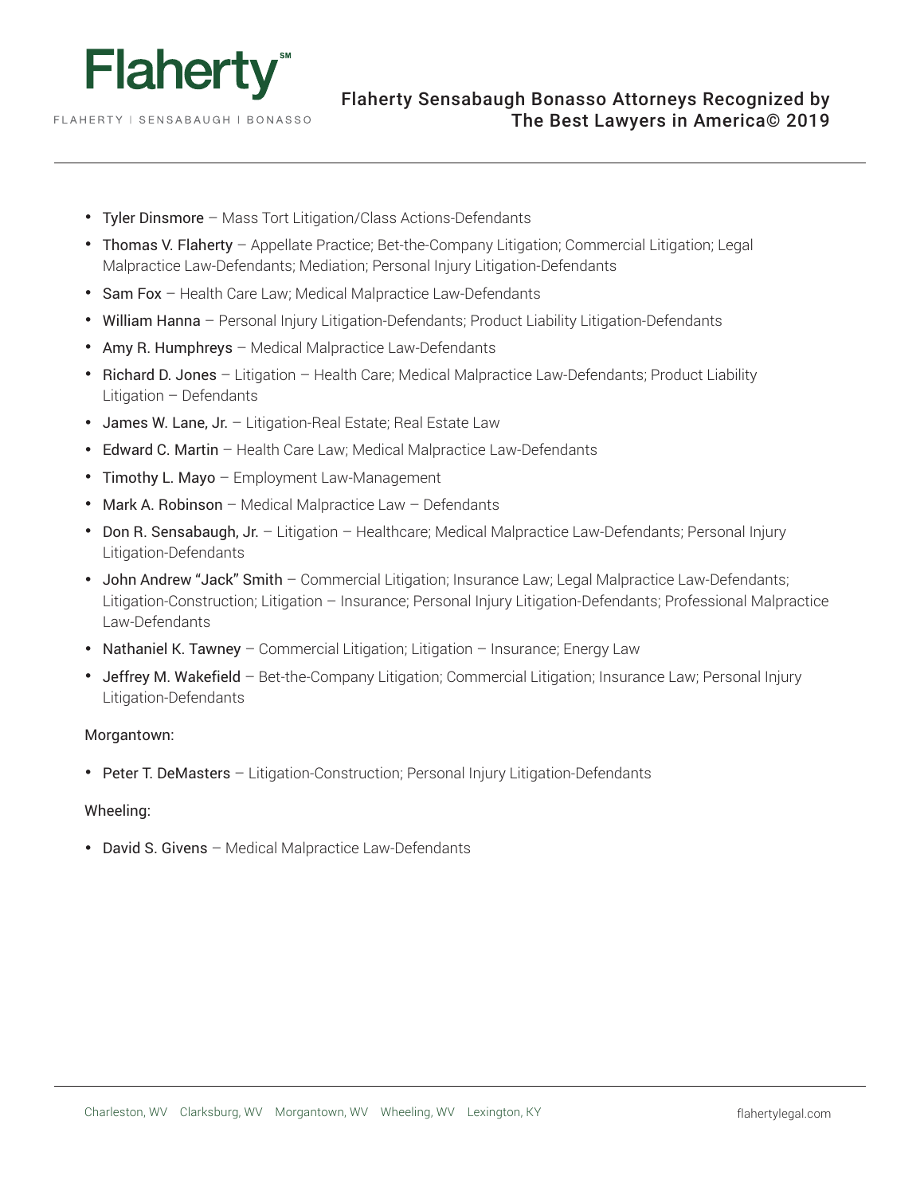- Tyler Dinsmore – Mass Tort Litigation/Class Actions-Defendants
- Thomas V. Flaherty – Appellate Practice; Bet-the-Company Litigation; Commercial Litigation; Legal Malpractice Law-Defendants; Mediation; Personal Injury Litigation-Defendants
- Sam Fox – Health Care Law; Medical Malpractice Law-Defendants
- William Hanna – Personal Injury Litigation-Defendants; Product Liability Litigation-Defendants
- Amy R. Humphreys – Medical Malpractice Law-Defendants
- Richard D. Jones – Litigation – Health Care; Medical Malpractice Law-Defendants; Product Liability Litigation – Defendants
- James W. Lane, Jr. – Litigation-Real Estate; Real Estate Law
- Edward C. Martin – Health Care Law; Medical Malpractice Law-Defendants
- Timothy L. Mayo – Employment Law-Management
- Mark A. Robinson – Medical Malpractice Law – Defendants
- Don R. Sensabaugh, Jr. – Litigation – Healthcare; Medical Malpractice Law-Defendants; Personal Injury Litigation-Defendants
- John Andrew "Jack" Smith – Commercial Litigation; Insurance Law; Legal Malpractice Law-Defendants; Litigation-Construction; Litigation – Insurance; Personal Injury Litigation-Defendants; Professional Malpractice Law-Defendants
- Nathaniel K. Tawney – Commercial Litigation; Litigation – Insurance; Energy Law
- Jeffrey M. Wakefield – Bet-the-Company Litigation; Commercial Litigation; Insurance Law; Personal Injury Litigation-Defendants

Morgantown:

- Peter T. DeMasters – Litigation-Construction; Personal Injury Litigation-Defendants

Wheeling:

- David S. Givens – Medical Malpractice Law-Defendants